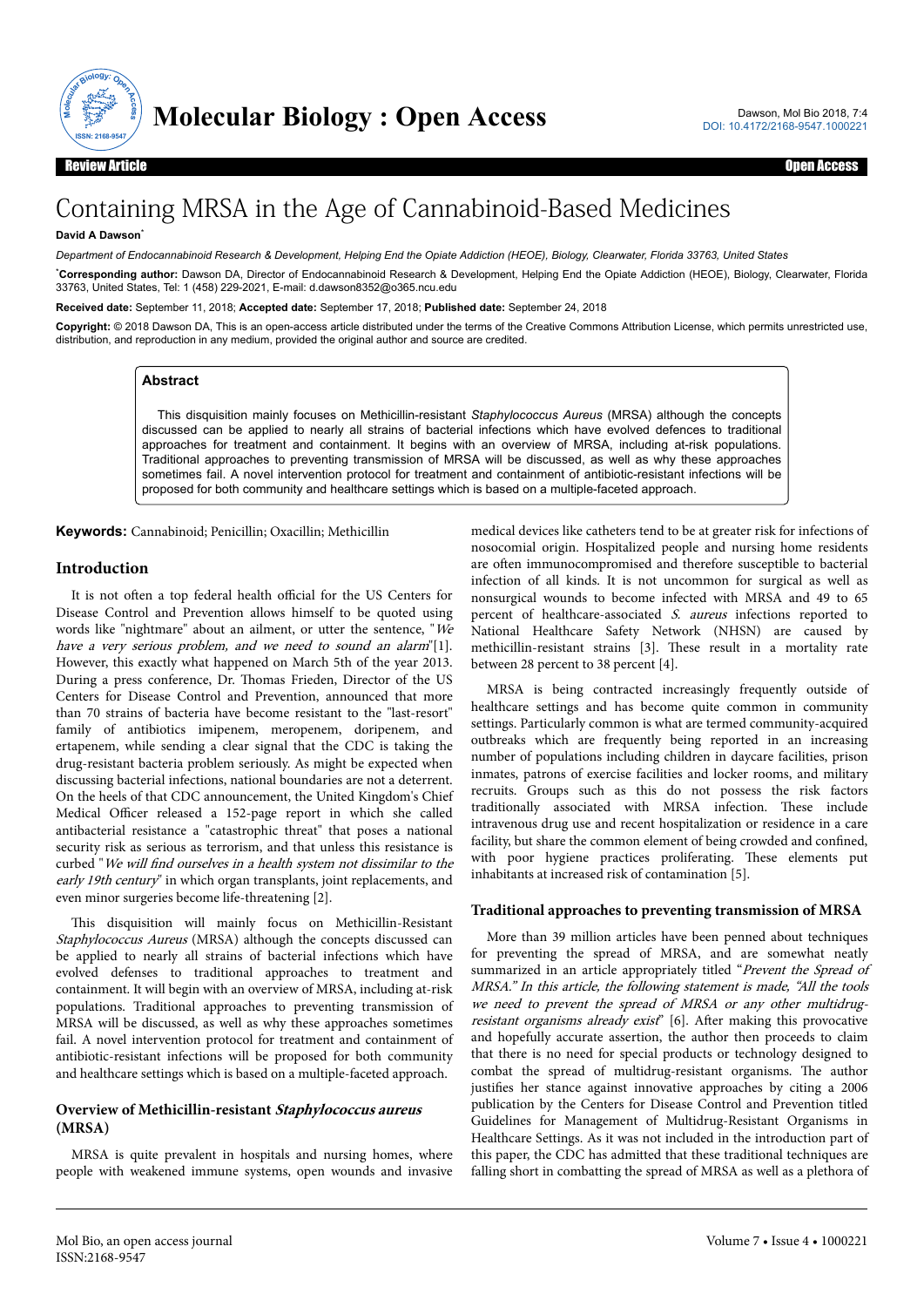Review Article | Open Access

# Containing MRSA in the Age of Cannabinoid-Based Medicines

**David A Dawson***

*Department of Endocannabinoid Research & Development, Helping End the Opiate Addiction (HEOE), Biology, Clearwater, Florida 33763, United States*

***Corresponding author:** Dawson DA, Director of Endocannabinoid Research & Development, Helping End the Opiate Addiction (HEOE), Biology, Clearwater, Florida 33763, United States, Tel: 1 (458) 229-2021, E-mail: d.dawson8352@o365.ncu.edu

**Received date:** September 11, 2018; **Accepted date:** September 17, 2018; **Published date:** September 24, 2018

**Copyright:** © 2018 Dawson DA, This is an open-access article distributed under the terms of the Creative Commons Attribution License, which permits unrestricted use, distribution, and reproduction in any medium, provided the original author and source are credited.

## Abstract

This disquisition mainly focuses on Methicillin-resistant *Staphylococcus Aureus* (MRSA) although the concepts discussed can be applied to nearly all strains of bacterial infections which have evolved defences to traditional approaches for treatment and containment. It begins with an overview of MRSA, including at-risk populations. Traditional approaches to preventing transmission of MRSA will be discussed, as well as why these approaches sometimes fail. A novel intervention protocol for treatment and containment of antibiotic-resistant infections will be proposed for both community and healthcare settings which is based on a multiple-faceted approach.

**Keywords:** Cannabinoid; Penicillin; Oxacillin; Methicillin

## Introduction

It is not often a top federal health official for the US Centers for Disease Control and Prevention allows himself to be quoted using words like "nightmare" about an ailment, or utter the sentence, "*We have a very serious problem, and we need to sound an alarm*"[1]. However, this exactly what happened on March 5th of the year 2013. During a press conference, Dr. Thomas Frieden, Director of the US Centers for Disease Control and Prevention, announced that more than 70 strains of bacteria have become resistant to the "last-resort" family of antibiotics imipenem, meropenem, doripenem, and ertapenem, while sending a clear signal that the CDC is taking the drug-resistant bacteria problem seriously. As might be expected when discussing bacterial infections, national boundaries are not a deterrent. On the heels of that CDC announcement, the United Kingdom's Chief Medical Officer released a 152-page report in which she called antibacterial resistance a "catastrophic threat" that poses a national security risk as serious as terrorism, and that unless this resistance is curbed "*We will find ourselves in a health system not dissimilar to the early 19th century*" in which organ transplants, joint replacements, and even minor surgeries become life-threatening [2].

This disquisition will mainly focus on Methicillin-Resistant *Staphylococcus Aureus* (MRSA) although the concepts discussed can be applied to nearly all strains of bacterial infections which have evolved defenses to traditional approaches to treatment and containment. It will begin with an overview of MRSA, including at-risk populations. Traditional approaches to preventing transmission of MRSA will be discussed, as well as why these approaches sometimes fail. A novel intervention protocol for treatment and containment of antibiotic-resistant infections will be proposed for both community and healthcare settings which is based on a multiple-faceted approach.

### Overview of Methicillin-resistant *Staphylococcus aureus* (MRSA)

MRSA is quite prevalent in hospitals and nursing homes, where people with weakened immune systems, open wounds and invasive medical devices like catheters tend to be at greater risk for infections of nosocomial origin. Hospitalized people and nursing home residents are often immunocompromised and therefore susceptible to bacterial infection of all kinds. It is not uncommon for surgical as well as nonsurgical wounds to become infected with MRSA and 49 to 65 percent of healthcare-associated *S. aureus* infections reported to National Healthcare Safety Network (NHSN) are caused by methicillin-resistant strains [3]. These result in a mortality rate between 28 percent to 38 percent [4].

MRSA is being contracted increasingly frequently outside of healthcare settings and has become quite common in community settings. Particularly common is what are termed community-acquired outbreaks which are frequently being reported in an increasing number of populations including children in daycare facilities, prison inmates, patrons of exercise facilities and locker rooms, and military recruits. Groups such as this do not possess the risk factors traditionally associated with MRSA infection. These include intravenous drug use and recent hospitalization or residence in a care facility, but share the common element of being crowded and confined, with poor hygiene practices proliferating. These elements put inhabitants at increased risk of contamination [5].

### Traditional approaches to preventing transmission of MRSA

More than 39 million articles have been penned about techniques for preventing the spread of MRSA, and are somewhat neatly summarized in an article appropriately titled "*Prevent the Spread of MRSA." In this article, the following statement is made, "All the tools we need to prevent the spread of MRSA or any other multidrug-resistant organisms already exist*" [6]. After making this provocative and hopefully accurate assertion, the author then proceeds to claim that there is no need for special products or technology designed to combat the spread of multidrug-resistant organisms. The author justifies her stance against innovative approaches by citing a 2006 publication by the Centers for Disease Control and Prevention titled Guidelines for Management of Multidrug-Resistant Organisms in Healthcare Settings. As it was not included in the introduction part of this paper, the CDC has admitted that these traditional techniques are falling short in combatting the spread of MRSA as well as a plethora of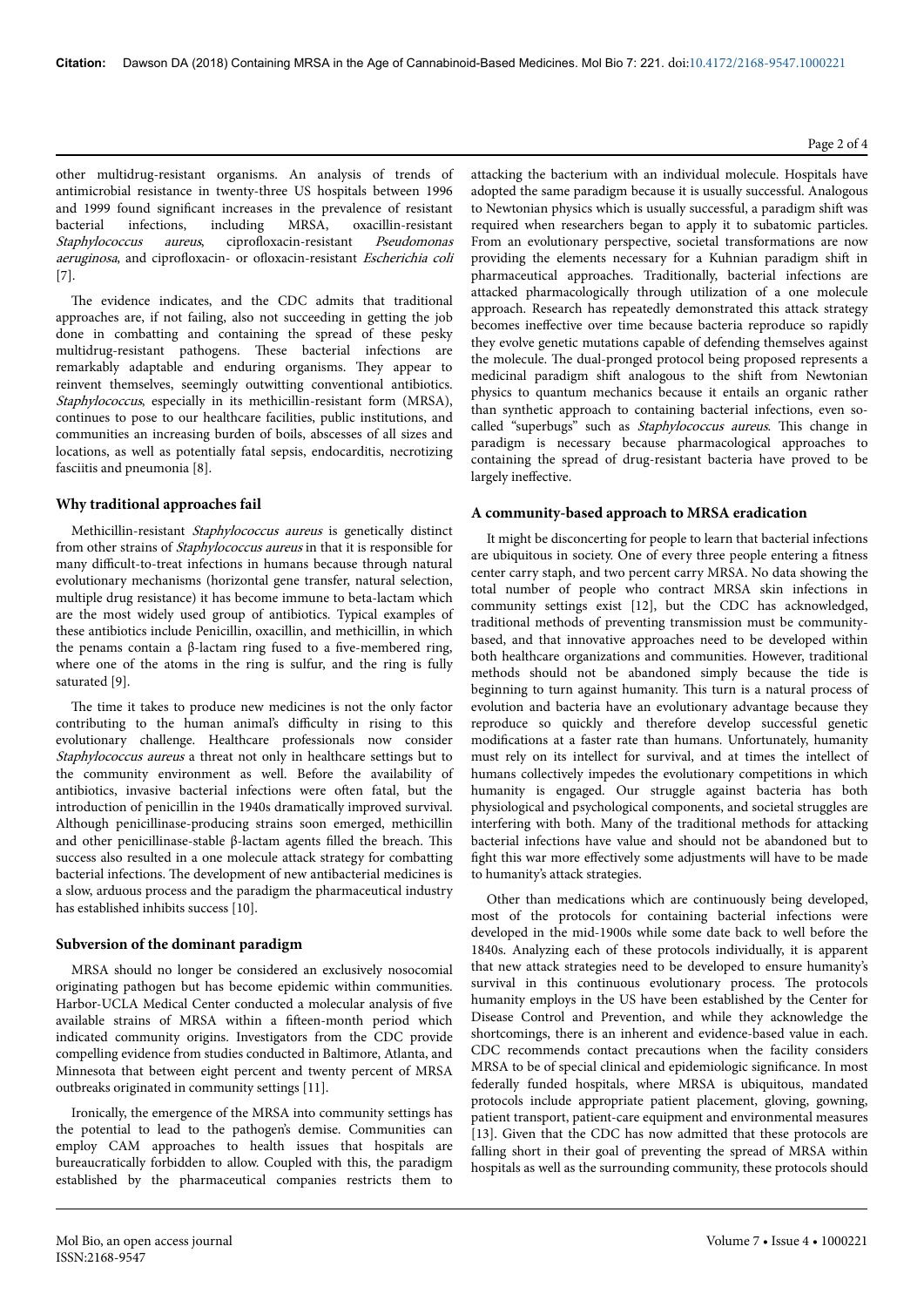other multidrug-resistant organisms. An analysis of trends of antimicrobial resistance in twenty-three US hospitals between 1996 and 1999 found significant increases in the prevalence of resistant bacterial infections, including MRSA, oxacillin-resistant *Staphylococcus aureus*, ciprofloxacin-resistant *Pseudomonas aeruginosa*, and ciprofloxacin- or ofloxacin-resistant *Escherichia coli* [7].

The evidence indicates, and the CDC admits that traditional approaches are, if not failing, also not succeeding in getting the job done in combatting and containing the spread of these pesky multidrug-resistant pathogens. These bacterial infections are remarkably adaptable and enduring organisms. They appear to reinvent themselves, seemingly outwitting conventional antibiotics. *Staphylococcus*, especially in its methicillin-resistant form (MRSA), continues to pose to our healthcare facilities, public institutions, and communities an increasing burden of boils, abscesses of all sizes and locations, as well as potentially fatal sepsis, endocarditis, necrotizing fasciitis and pneumonia [8].

## Why traditional approaches fail

Methicillin-resistant *Staphylococcus aureus* is genetically distinct from other strains of *Staphylococcus aureus* in that it is responsible for many difficult-to-treat infections in humans because through natural evolutionary mechanisms (horizontal gene transfer, natural selection, multiple drug resistance) it has become immune to beta-lactam which are the most widely used group of antibiotics. Typical examples of these antibiotics include Penicillin, oxacillin, and methicillin, in which the penams contain a β-lactam ring fused to a five-membered ring, where one of the atoms in the ring is sulfur, and the ring is fully saturated [9].

The time it takes to produce new medicines is not the only factor contributing to the human animal's difficulty in rising to this evolutionary challenge. Healthcare professionals now consider *Staphylococcus aureus* a threat not only in healthcare settings but to the community environment as well. Before the availability of antibiotics, invasive bacterial infections were often fatal, but the introduction of penicillin in the 1940s dramatically improved survival. Although penicillinase-producing strains soon emerged, methicillin and other penicillinase-stable β-lactam agents filled the breach. This success also resulted in a one molecule attack strategy for combatting bacterial infections. The development of new antibacterial medicines is a slow, arduous process and the paradigm the pharmaceutical industry has established inhibits success [10].

## Subversion of the dominant paradigm

MRSA should no longer be considered an exclusively nosocomial originating pathogen but has become epidemic within communities. Harbor-UCLA Medical Center conducted a molecular analysis of five available strains of MRSA within a fifteen-month period which indicated community origins. Investigators from the CDC provide compelling evidence from studies conducted in Baltimore, Atlanta, and Minnesota that between eight percent and twenty percent of MRSA outbreaks originated in community settings [11].

Ironically, the emergence of the MRSA into community settings has the potential to lead to the pathogen's demise. Communities can employ CAM approaches to health issues that hospitals are bureaucratically forbidden to allow. Coupled with this, the paradigm established by the pharmaceutical companies restricts them to attacking the bacterium with an individual molecule. Hospitals have adopted the same paradigm because it is usually successful. Analogous to Newtonian physics which is usually successful, a paradigm shift was required when researchers began to apply it to subatomic particles. From an evolutionary perspective, societal transformations are now providing the elements necessary for a Kuhnian paradigm shift in pharmaceutical approaches. Traditionally, bacterial infections are attacked pharmacologically through utilization of a one molecule approach. Research has repeatedly demonstrated this attack strategy becomes ineffective over time because bacteria reproduce so rapidly they evolve genetic mutations capable of defending themselves against the molecule. The dual-pronged protocol being proposed represents a medicinal paradigm shift analogous to the shift from Newtonian physics to quantum mechanics because it entails an organic rather than synthetic approach to containing bacterial infections, even so-called "superbugs" such as *Staphylococcus aureus*. This change in paradigm is necessary because pharmacological approaches to containing the spread of drug-resistant bacteria have proved to be largely ineffective.

## A community-based approach to MRSA eradication

It might be disconcerting for people to learn that bacterial infections are ubiquitous in society. One of every three people entering a fitness center carry staph, and two percent carry MRSA. No data showing the total number of people who contract MRSA skin infections in community settings exist [12], but the CDC has acknowledged, traditional methods of preventing transmission must be community-based, and that innovative approaches need to be developed within both healthcare organizations and communities. However, traditional methods should not be abandoned simply because the tide is beginning to turn against humanity. This turn is a natural process of evolution and bacteria have an evolutionary advantage because they reproduce so quickly and therefore develop successful genetic modifications at a faster rate than humans. Unfortunately, humanity must rely on its intellect for survival, and at times the intellect of humans collectively impedes the evolutionary competitions in which humanity is engaged. Our struggle against bacteria has both physiological and psychological components, and societal struggles are interfering with both. Many of the traditional methods for attacking bacterial infections have value and should not be abandoned but to fight this war more effectively some adjustments will have to be made to humanity's attack strategies.

Other than medications which are continuously being developed, most of the protocols for containing bacterial infections were developed in the mid-1900s while some date back to well before the 1840s. Analyzing each of these protocols individually, it is apparent that new attack strategies need to be developed to ensure humanity's survival in this continuous evolutionary process. The protocols humanity employs in the US have been established by the Center for Disease Control and Prevention, and while they acknowledge the shortcomings, there is an inherent and evidence-based value in each. CDC recommends contact precautions when the facility considers MRSA to be of special clinical and epidemiologic significance. In most federally funded hospitals, where MRSA is ubiquitous, mandated protocols include appropriate patient placement, gloving, gowning, patient transport, patient-care equipment and environmental measures [13]. Given that the CDC has now admitted that these protocols are falling short in their goal of preventing the spread of MRSA within hospitals as well as the surrounding community, these protocols should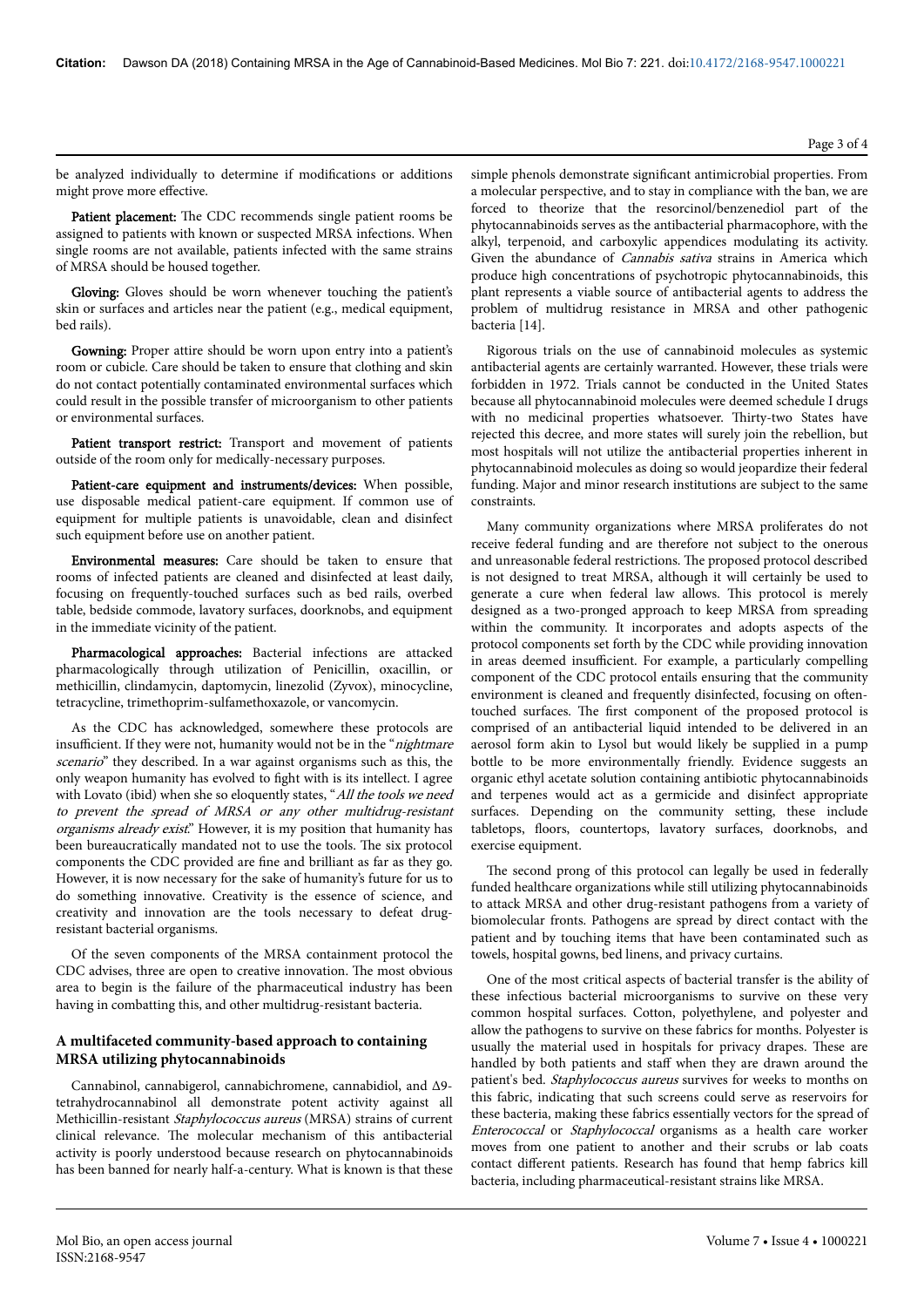be analyzed individually to determine if modifications or additions might prove more effective.

**Patient placement:** The CDC recommends single patient rooms be assigned to patients with known or suspected MRSA infections. When single rooms are not available, patients infected with the same strains of MRSA should be housed together.

**Gloving:** Gloves should be worn whenever touching the patient's skin or surfaces and articles near the patient (e.g., medical equipment, bed rails).

**Gowning:** Proper attire should be worn upon entry into a patient's room or cubicle. Care should be taken to ensure that clothing and skin do not contact potentially contaminated environmental surfaces which could result in the possible transfer of microorganism to other patients or environmental surfaces.

**Patient transport restrict:** Transport and movement of patients outside of the room only for medically-necessary purposes.

**Patient-care equipment and instruments/devices:** When possible, use disposable medical patient-care equipment. If common use of equipment for multiple patients is unavoidable, clean and disinfect such equipment before use on another patient.

**Environmental measures:** Care should be taken to ensure that rooms of infected patients are cleaned and disinfected at least daily, focusing on frequently-touched surfaces such as bed rails, overbed table, bedside commode, lavatory surfaces, doorknobs, and equipment in the immediate vicinity of the patient.

**Pharmacological approaches:** Bacterial infections are attacked pharmacologically through utilization of Penicillin, oxacillin, or methicillin, clindamycin, daptomycin, linezolid (Zyvox), minocycline, tetracycline, trimethoprim-sulfamethoxazole, or vancomycin.

As the CDC has acknowledged, somewhere these protocols are insufficient. If they were not, humanity would not be in the "*nightmare scenario*" they described. In a war against organisms such as this, the only weapon humanity has evolved to fight with is its intellect. I agree with Lovato (ibid) when she so eloquently states, "*All the tools we need to prevent the spread of MRSA or any other multidrug-resistant organisms already exist*." However, it is my position that humanity has been bureaucratically mandated not to use the tools. The six protocol components the CDC provided are fine and brilliant as far as they go. However, it is now necessary for the sake of humanity's future for us to do something innovative. Creativity is the essence of science, and creativity and innovation are the tools necessary to defeat drug-resistant bacterial organisms.

Of the seven components of the MRSA containment protocol the CDC advises, three are open to creative innovation. The most obvious area to begin is the failure of the pharmaceutical industry has been having in combatting this, and other multidrug-resistant bacteria.

## A multifaceted community-based approach to containing MRSA utilizing phytocannabinoids

Cannabinol, cannabigerol, cannabichromene, cannabidiol, and Δ9-tetrahydrocannabinol all demonstrate potent activity against all Methicillin-resistant *Staphylococcus aureus* (MRSA) strains of current clinical relevance. The molecular mechanism of this antibacterial activity is poorly understood because research on phytocannabinoids has been banned for nearly half-a-century. What is known is that these simple phenols demonstrate significant antimicrobial properties. From a molecular perspective, and to stay in compliance with the ban, we are forced to theorize that the resorcinol/benzenediol part of the phytocannabinoids serves as the antibacterial pharmacophore, with the alkyl, terpenoid, and carboxylic appendices modulating its activity. Given the abundance of *Cannabis sativa* strains in America which produce high concentrations of psychotropic phytocannabinoids, this plant represents a viable source of antibacterial agents to address the problem of multidrug resistance in MRSA and other pathogenic bacteria [14].

Rigorous trials on the use of cannabinoid molecules as systemic antibacterial agents are certainly warranted. However, these trials were forbidden in 1972. Trials cannot be conducted in the United States because all phytocannabinoid molecules were deemed schedule I drugs with no medicinal properties whatsoever. Thirty-two States have rejected this decree, and more states will surely join the rebellion, but most hospitals will not utilize the antibacterial properties inherent in phytocannabinoid molecules as doing so would jeopardize their federal funding. Major and minor research institutions are subject to the same constraints.

Many community organizations where MRSA proliferates do not receive federal funding and are therefore not subject to the onerous and unreasonable federal restrictions. The proposed protocol described is not designed to treat MRSA, although it will certainly be used to generate a cure when federal law allows. This protocol is merely designed as a two-pronged approach to keep MRSA from spreading within the community. It incorporates and adopts aspects of the protocol components set forth by the CDC while providing innovation in areas deemed insufficient. For example, a particularly compelling component of the CDC protocol entails ensuring that the community environment is cleaned and frequently disinfected, focusing on often-touched surfaces. The first component of the proposed protocol is comprised of an antibacterial liquid intended to be delivered in an aerosol form akin to Lysol but would likely be supplied in a pump bottle to be more environmentally friendly. Evidence suggests an organic ethyl acetate solution containing antibiotic phytocannabinoids and terpenes would act as a germicide and disinfect appropriate surfaces. Depending on the community setting, these include tabletops, floors, countertops, lavatory surfaces, doorknobs, and exercise equipment.

The second prong of this protocol can legally be used in federally funded healthcare organizations while still utilizing phytocannabinoids to attack MRSA and other drug-resistant pathogens from a variety of biomolecular fronts. Pathogens are spread by direct contact with the patient and by touching items that have been contaminated such as towels, hospital gowns, bed linens, and privacy curtains.

One of the most critical aspects of bacterial transfer is the ability of these infectious bacterial microorganisms to survive on these very common hospital surfaces. Cotton, polyethylene, and polyester and allow the pathogens to survive on these fabrics for months. Polyester is usually the material used in hospitals for privacy drapes. These are handled by both patients and staff when they are drawn around the patient's bed. *Staphylococcus aureus* survives for weeks to months on this fabric, indicating that such screens could serve as reservoirs for these bacteria, making these fabrics essentially vectors for the spread of *Enterococcal* or *Staphylococcal* organisms as a health care worker moves from one patient to another and their scrubs or lab coats contact different patients. Research has found that hemp fabrics kill bacteria, including pharmaceutical-resistant strains like MRSA.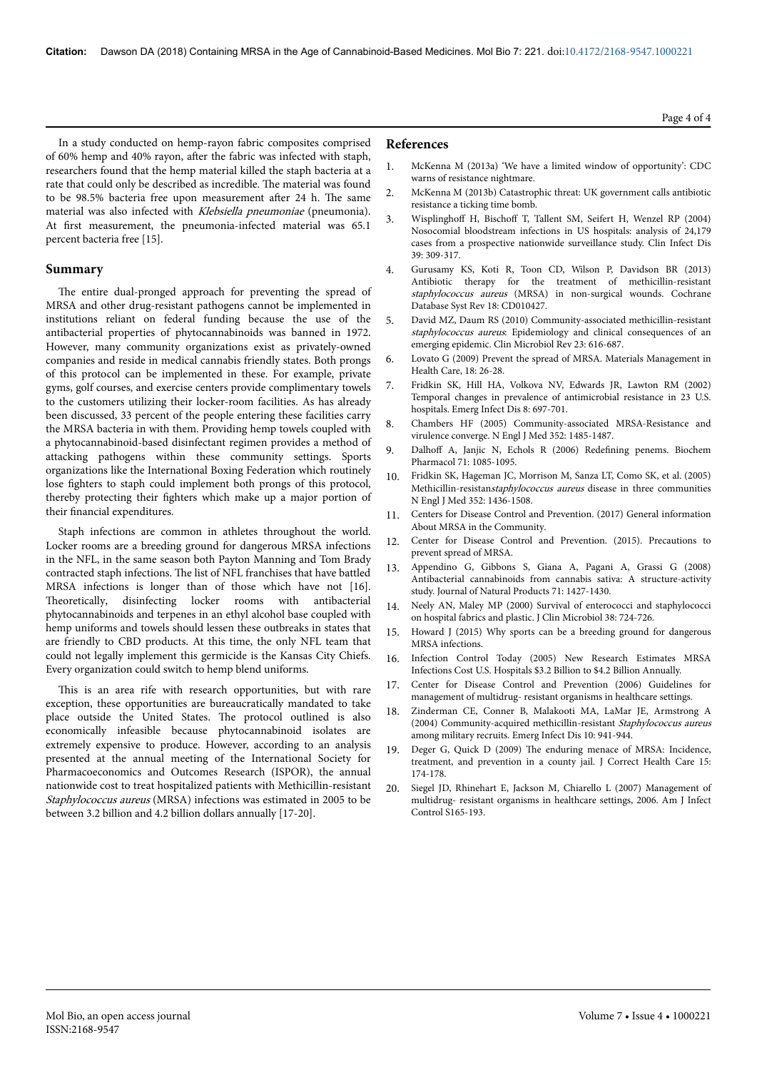In a study conducted on hemp-rayon fabric composites comprised of 60% hemp and 40% rayon, after the fabric was infected with staph, researchers found that the hemp material killed the staph bacteria at a rate that could only be described as incredible. The material was found to be 98.5% bacteria free upon measurement after 24 h. The same material was also infected with *Klebsiella pneumoniae* (pneumonia). At first measurement, the pneumonia-infected material was 65.1 percent bacteria free [15].

## Summary

The entire dual-pronged approach for preventing the spread of MRSA and other drug-resistant pathogens cannot be implemented in institutions reliant on federal funding because the use of the antibacterial properties of phytocannabinoids was banned in 1972. However, many community organizations exist as privately-owned companies and reside in medical cannabis friendly states. Both prongs of this protocol can be implemented in these. For example, private gyms, golf courses, and exercise centers provide complimentary towels to the customers utilizing their locker-room facilities. As has already been discussed, 33 percent of the people entering these facilities carry the MRSA bacteria in with them. Providing hemp towels coupled with a phytocannabinoid-based disinfectant regimen provides a method of attacking pathogens within these community settings. Sports organizations like the International Boxing Federation which routinely lose fighters to staph could implement both prongs of this protocol, thereby protecting their fighters which make up a major portion of their financial expenditures.

Staph infections are common in athletes throughout the world. Locker rooms are a breeding ground for dangerous MRSA infections in the NFL, in the same season both Payton Manning and Tom Brady contracted staph infections. The list of NFL franchises that have battled MRSA infections is longer than of those which have not [16]. Theoretically, disinfecting locker rooms with antibacterial phytocannabinoids and terpenes in an ethyl alcohol base coupled with hemp uniforms and towels should lessen these outbreaks in states that are friendly to CBD products. At this time, the only NFL team that could not legally implement this germicide is the Kansas City Chiefs. Every organization could switch to hemp blend uniforms.

This is an area rife with research opportunities, but with rare exception, these opportunities are bureaucratically mandated to take place outside the United States. The protocol outlined is also economically infeasible because phytocannabinoid isolates are extremely expensive to produce. However, according to an analysis presented at the annual meeting of the International Society for Pharmacoeconomics and Outcomes Research (ISPOR), the annual nationwide cost to treat hospitalized patients with Methicillin-resistant *Staphylococcus aureus* (MRSA) infections was estimated in 2005 to be between 3.2 billion and 4.2 billion dollars annually [17-20].

## References

1. McKenna M (2013a) 'We have a limited window of opportunity': CDC warns of resistance nightmare.
2. McKenna M (2013b) Catastrophic threat: UK government calls antibiotic resistance a ticking time bomb.
3. Wisplinghoff H, Bischoff T, Tallent SM, Seifert H, Wenzel RP (2004) Nosocomial bloodstream infections in US hospitals: analysis of 24,179 cases from a prospective nationwide surveillance study. Clin Infect Dis 39: 309-317.
4. Gurusamy KS, Koti R, Toon CD, Wilson P, Davidson BR (2013) Antibiotic therapy for the treatment of methicillin-resistant *staphylococcus aureus* (MRSA) in non-surgical wounds. Cochrane Database Syst Rev 18: CD010427.
5. David MZ, Daum RS (2010) Community-associated methicillin-resistant *staphylococcus aureus*: Epidemiology and clinical consequences of an emerging epidemic. Clin Microbiol Rev 23: 616-687.
6. Lovato G (2009) Prevent the spread of MRSA. Materials Management in Health Care, 18: 26-28.
7. Fridkin SK, Hill HA, Volkova NV, Edwards JR, Lawton RM (2002) Temporal changes in prevalence of antimicrobial resistance in 23 U.S. hospitals. Emerg Infect Dis 8: 697-701.
8. Chambers HF (2005) Community-associated MRSA-Resistance and virulence converge. N Engl J Med 352: 1485-1487.
9. Dalhoff A, Janjic N, Echols R (2006) Redefining penems. Biochem Pharmacol 71: 1085-1095.
10. Fridkin SK, Hageman JC, Morrison M, Sanza LT, Como SK, et al. (2005) Methicillin-resistan*staphylococcus aureus* disease in three communities N Engl J Med 352: 1436-1508.
11. Centers for Disease Control and Prevention. (2017) General information About MRSA in the Community.
12. Center for Disease Control and Prevention. (2015). Precautions to prevent spread of MRSA.
13. Appendino G, Gibbons S, Giana A, Pagani A, Grassi G (2008) Antibacterial cannabinoids from cannabis sativa: A structure-activity study. Journal of Natural Products 71: 1427-1430.
14. Neely AN, Maley MP (2000) Survival of enterococci and staphylococci on hospital fabrics and plastic. J Clin Microbiol 38: 724-726.
15. Howard J (2015) Why sports can be a breeding ground for dangerous MRSA infections.
16. Infection Control Today (2005) New Research Estimates MRSA Infections Cost U.S. Hospitals $3.2 Billion to $4.2 Billion Annually.
17. Center for Disease Control and Prevention (2006) Guidelines for management of multidrug- resistant organisms in healthcare settings.
18. Zinderman CE, Conner B, Malakooti MA, LaMar JE, Armstrong A (2004) Community-acquired methicillin-resistant *Staphylococcus aureus* among military recruits. Emerg Infect Dis 10: 941-944.
19. Deger G, Quick D (2009) The enduring menace of MRSA: Incidence, treatment, and prevention in a county jail. J Correct Health Care 15: 174-178.
20. Siegel JD, Rhinehart E, Jackson M, Chiarello L (2007) Management of multidrug- resistant organisms in healthcare settings, 2006. Am J Infect Control S165-193.